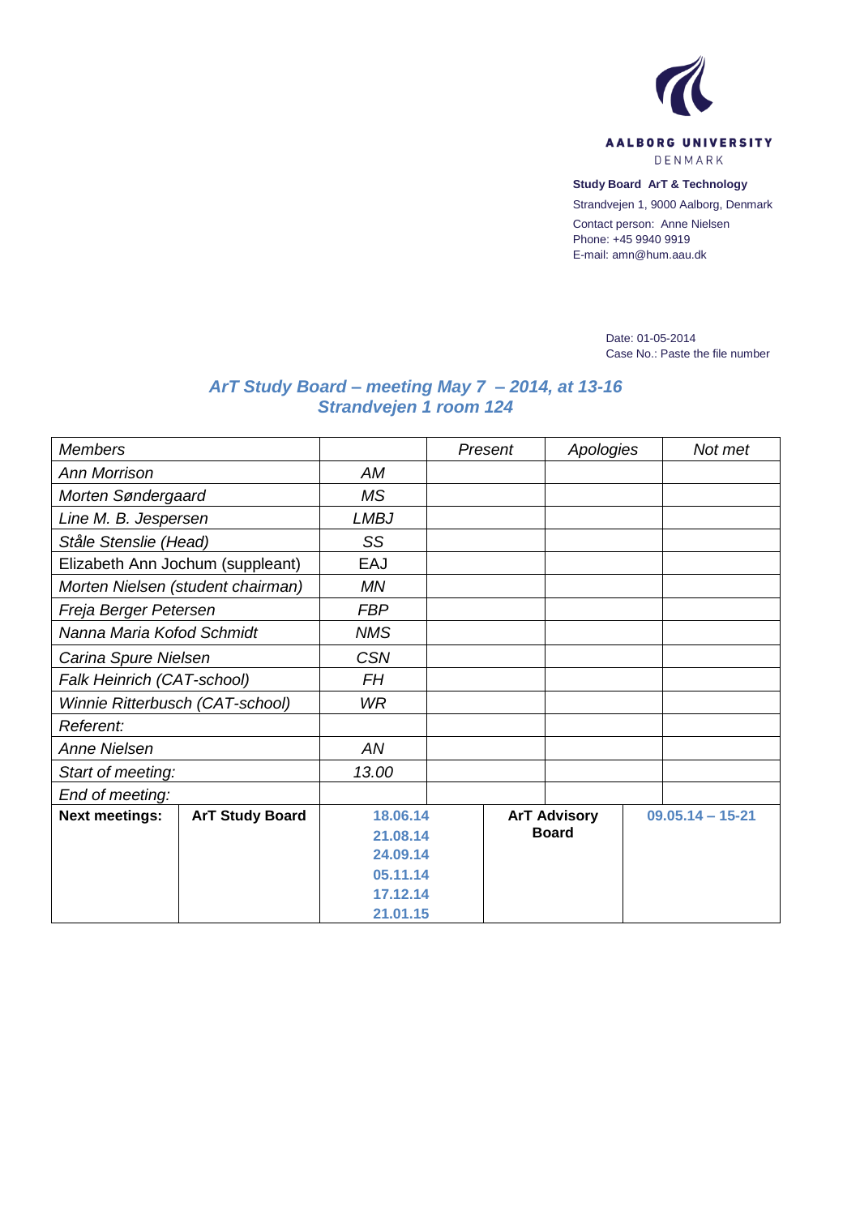AALBORG UNIVERSITY
DENMARK

**Study Board ArT & Technology**

Strandvejen 1, 9000 Aalborg, Denmark

Contact person: Anne Nielsen
Phone: +45 9940 9919
E-mail: amn@hum.aau.dk

Date: 01-05-2014
Case No.: Paste the file number

## *ArT Study Board – meeting May 7 – 2014, at 13-16*
## *Strandvejen 1 room 124*

| *Members* | | *Present* | *Apologies* | *Not met* |
|---|---|---|---|---|
| *Ann Morrison* | *AM* | | | |
| *Morten Søndergaard* | *MS* | | | |
| *Line M. B. Jespersen* | *LMBJ* | | | |
| *Ståle Stenslie (Head)* | *SS* | | | |
| Elizabeth Ann Jochum (suppleant) | EAJ | | | |
| *Morten Nielsen (student chairman)* | *MN* | | | |
| *Freja Berger Petersen* | *FBP* | | | |
| *Nanna Maria Kofod Schmidt* | *NMS* | | | |
| *Carina Spure Nielsen* | *CSN* | | | |
| *Falk Heinrich (CAT-school)* | *FH* | | | |
| *Winnie Ritterbusch (CAT-school)* | *WR* | | | |
| *Referent:* | | | | |
| *Anne Nielsen* | *AN* | | | |
| *Start of meeting:* | *13.00* | | | |
| *End of meeting:* | | | | |

| **Next meetings:** | **ArT Study Board** | **18.06.14**<br>**21.08.14**<br>**24.09.14**<br>**05.11.14**<br>**17.12.14**<br>**21.01.15** | **ArT Advisory Board** | **09.05.14 – 15-21** |
|---|---|---|---|---|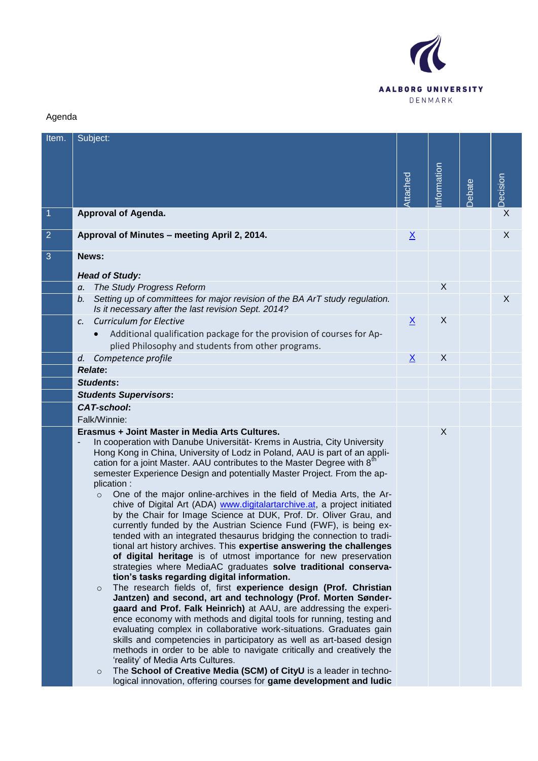Agenda

| Item. | Subject: | Attached | Information | Debate | Decision |
|---|---|---|---|---|---|
| 1 | **Approval of Agenda.** | | | | X |
| 2 | **Approval of Minutes – meeting April 2, 2014.** | X | | | X |
| 3 | **News:**<br><br>***Head of Study:*** | | | | |
| | *a. The Study Progress Reform* | | X | | |
| | *b. Setting up of committees for major revision of the BA ArT study regulation. Is it necessary after the last revision Sept. 2014?* | | | | X |
| | *c. Curriculum for Elective*<br>• Additional qualification package for the provision of courses for Applied Philosophy and students from other programs. | X | X | | |
| | *d. Competence profile* | X | X | | |
| | ***Relate*:** | | | | |
| | ***Students*:** | | | | |
| | ***Students Supervisors*:** | | | | |
| | ***CAT-school*:**<br>Falk/Winnie: | | | | |
| | **Erasmus + Joint Master in Media Arts Cultures.**<br>- In cooperation with Danube Universität- Krems in Austria, City University Hong Kong in China, University of Lodz in Poland, AAU is part of an application for a joint Master. AAU contributes to the Master Degree with 8th semester Experience Design and potentially Master Project. From the application :<br>○ One of the major online-archives in the field of Media Arts, the Archive of Digital Art (ADA) www.digitalartarchive.at, a project initiated by the Chair for Image Science at DUK, Prof. Dr. Oliver Grau, and currently funded by the Austrian Science Fund (FWF), is being extended with an integrated thesaurus bridging the connection to traditional art history archives. This **expertise answering the challenges of digital heritage** is of utmost importance for new preservation strategies where MediaAC graduates **solve traditional conservation's tasks regarding digital information.**<br>○ The research fields of, first **experience design (Prof. Christian Jantzen) and second, art and technology (Prof. Morten Søndergaard and Prof. Falk Heinrich)** at AAU, are addressing the experience economy with methods and digital tools for running, testing and evaluating complex in collaborative work-situations. Graduates gain skills and competencies in participatory as well as art-based design methods in order to be able to navigate critically and creatively the 'reality' of Media Arts Cultures.<br>○ The **School of Creative Media (SCM) of CityU** is a leader in technological innovation, offering courses for **game development and ludic** | | X | | |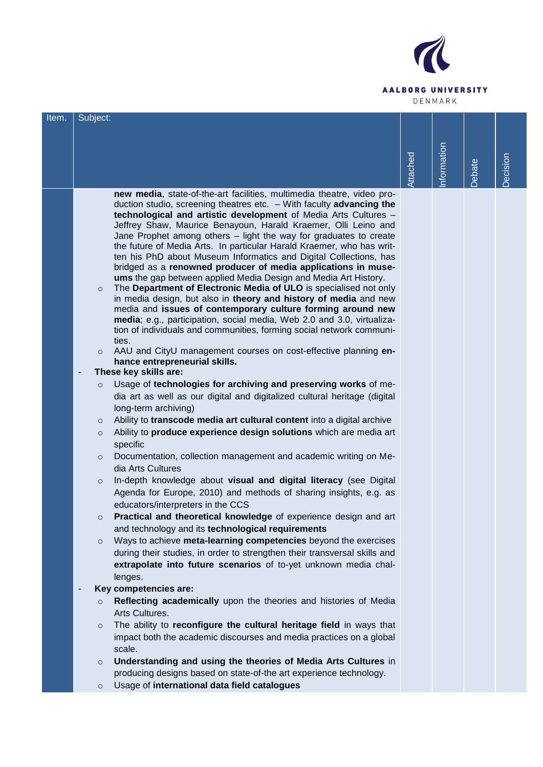| Item. | Subject: | Attached | Information | Debate | Decision |
|---|---|---|---|---|---|
| | **new media**, state-of-the-art facilities, multimedia theatre, video production studio, screening theatres etc. – With faculty **advancing the technological and artistic development** of Media Arts Cultures – Jeffrey Shaw, Maurice Benayoun, Harald Kraemer, Olli Leino and Jane Prophet among others – light the way for graduates to create the future of Media Arts. In particular Harald Kraemer, who has written his PhD about Museum Informatics and Digital Collections, has bridged as a **renowned producer of media applications in museums** the gap between applied Media Design and Media Art History.<br>○ The **Department of Electronic Media of ULO** is specialised not only in media design, but also in **theory and history of media** and new media and **issues of contemporary culture forming around new media**; e.g., participation, social media, Web 2.0 and 3.0, virtualization of individuals and communities, forming social network communities.<br>○ AAU and CityU management courses on cost-effective planning **enhance entrepreneurial skills.**<br>- **These key skills are:**<br>○ Usage of **technologies for archiving and preserving works** of media art as well as our digital and digitalized cultural heritage (digital long-term archiving)<br>○ Ability to **transcode media art cultural content** into a digital archive<br>○ Ability to **produce experience design solutions** which are media art specific<br>○ Documentation, collection management and academic writing on Media Arts Cultures<br>○ In-depth knowledge about **visual and digital literacy** (see Digital Agenda for Europe, 2010) and methods of sharing insights, e.g. as educators/interpreters in the CCS<br>○ **Practical and theoretical knowledge** of experience design and art and technology and its **technological requirements**<br>○ Ways to achieve **meta-learning competencies** beyond the exercises during their studies, in order to strengthen their transversal skills and **extrapolate into future scenarios** of to-yet unknown media challenges.<br>- **Key competencies are:**<br>○ **Reflecting academically** upon the theories and histories of Media Arts Cultures.<br>○ The ability to **reconfigure the cultural heritage field** in ways that impact both the academic discourses and media practices on a global scale.<br>○ **Understanding and using the theories of Media Arts Cultures** in producing designs based on state-of-the art experience technology.<br>○ Usage of **international data field catalogues** | | | | |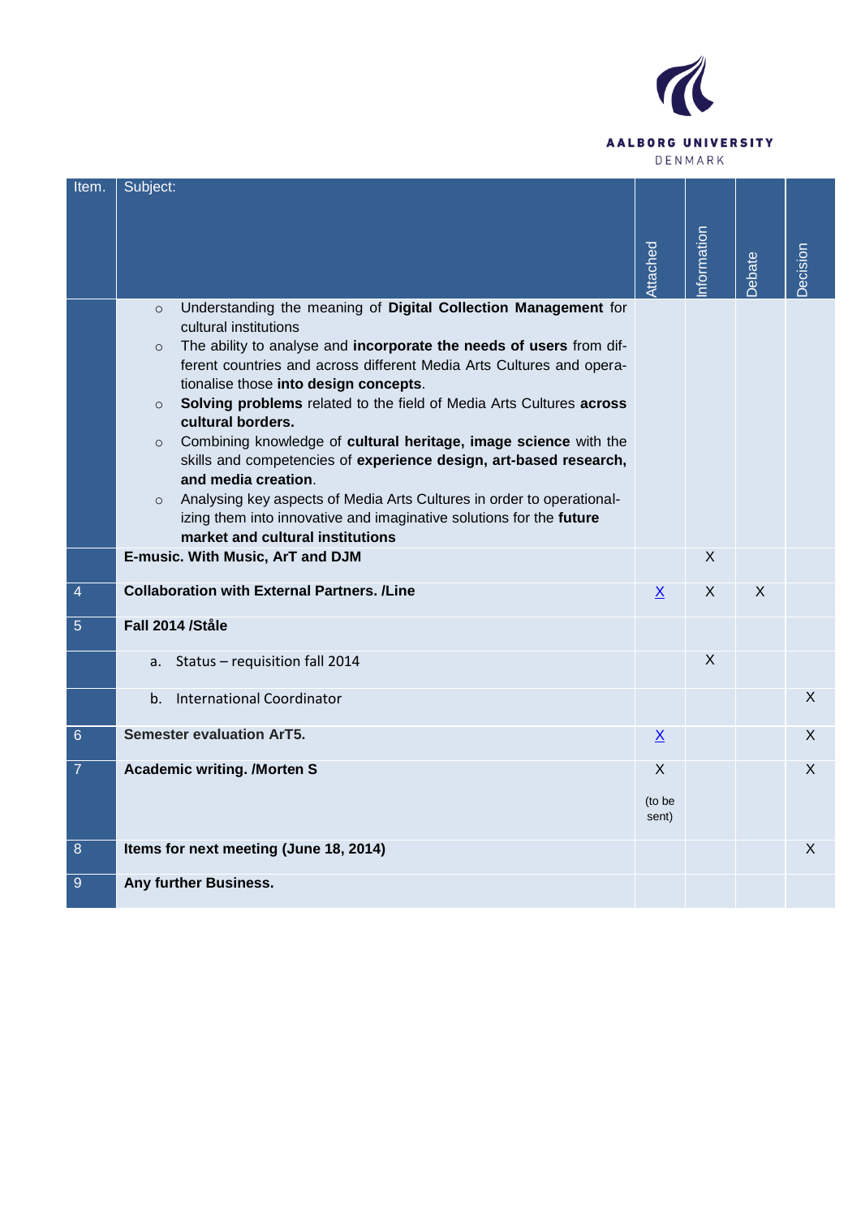AALBORG UNIVERSITY
DENMARK

| Item. | Subject: | Attached | Information | Debate | Decision |
|---|---|---|---|---|---|
| | ○ Understanding the meaning of **Digital Collection Management** for cultural institutions<br>○ The ability to analyse and **incorporate the needs of users** from different countries and across different Media Arts Cultures and operationalise those **into design concepts**.<br>○ **Solving problems** related to the field of Media Arts Cultures **across cultural borders.**<br>○ Combining knowledge of **cultural heritage, image science** with the skills and competencies of **experience design, art-based research, and media creation**.<br>○ Analysing key aspects of Media Arts Cultures in order to operationalizing them into innovative and imaginative solutions for the **future market and cultural institutions** | | | | |
| | **E-music. With Music, ArT and DJM** | | X | | |
| 4 | **Collaboration with External Partners. /Line** | X | X | X | |
| 5 | **Fall 2014 /Ståle** | | | | |
| | a. Status – requisition fall 2014 | | X | | |
| | b. International Coordinator | | | | X |
| 6 | **Semester evaluation ArT5.** | X | | | X |
| 7 | **Academic writing. /Morten S** | X (to be sent) | | | X |
| 8 | **Items for next meeting (June 18, 2014)** | | | | X |
| 9 | **Any further Business.** | | | | |